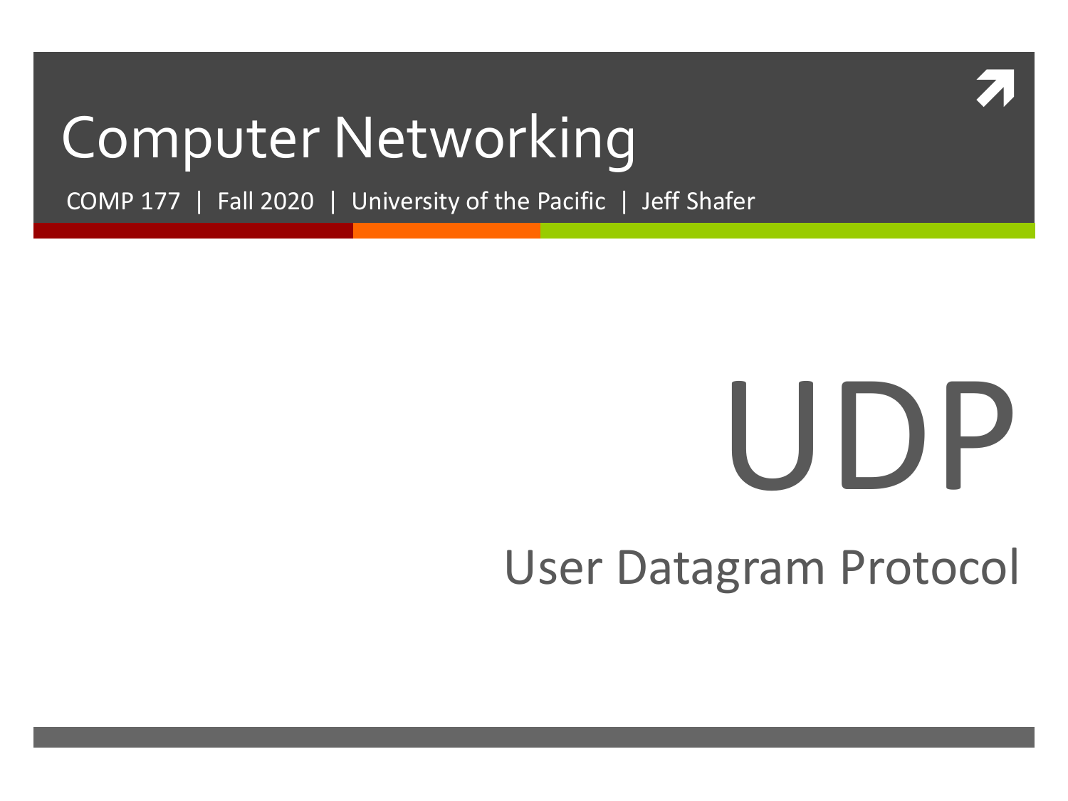# Computer Networking

COMP 177 | Fall 2020 | University of the Pacific | Jeff Shafer

# UDP

## User Datagram Protocol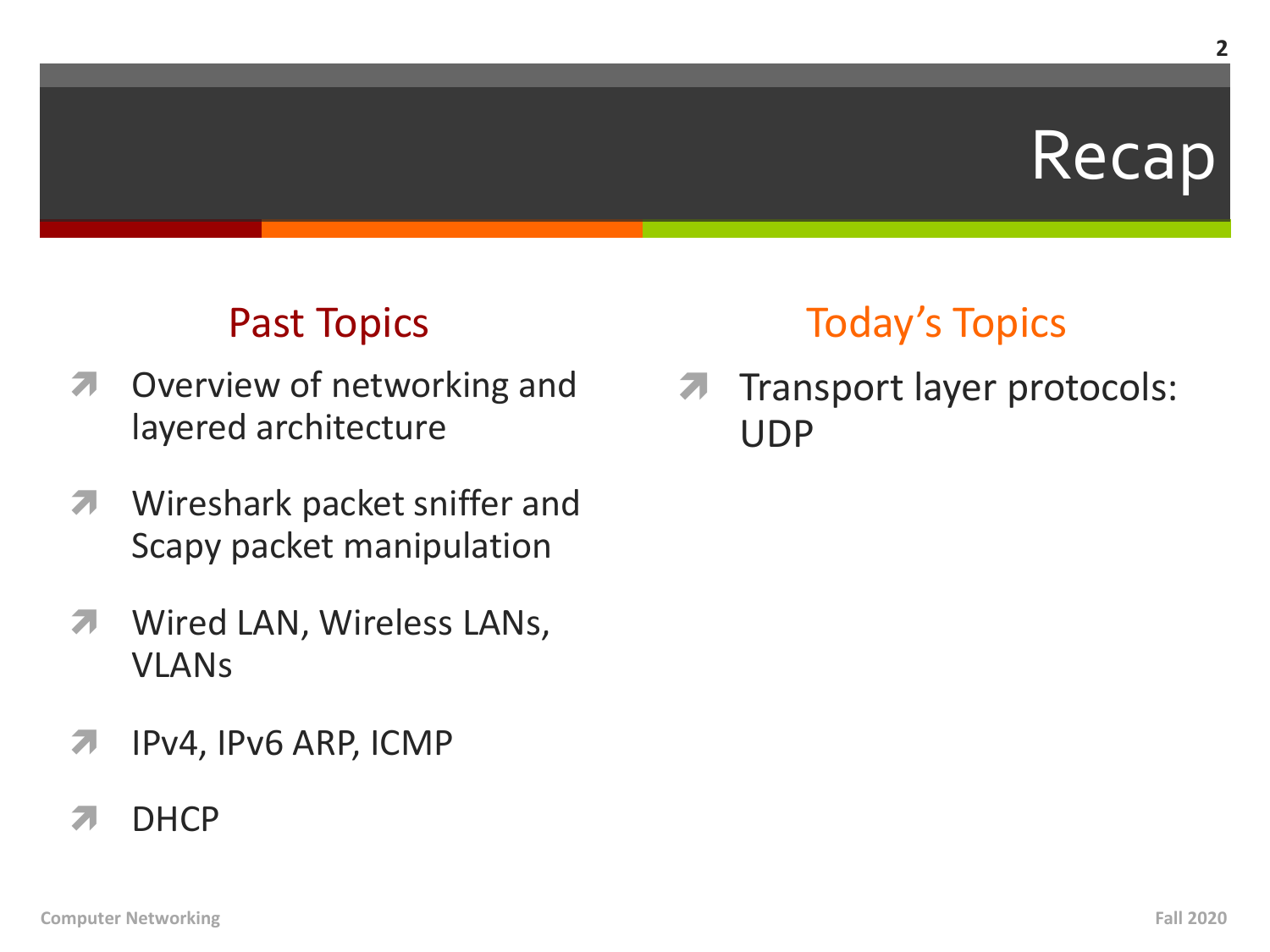# Recap

## Past Topics

- Overview of networking and layered architecture
- Wireshark packet sniffer and Scapy packet manipulation
- Wired LAN, Wireless LANs, VLANs
- IPv4, IPv6 ARP, ICMP
- DHCP

## Today's Topics

- Transport layer protocols: UDP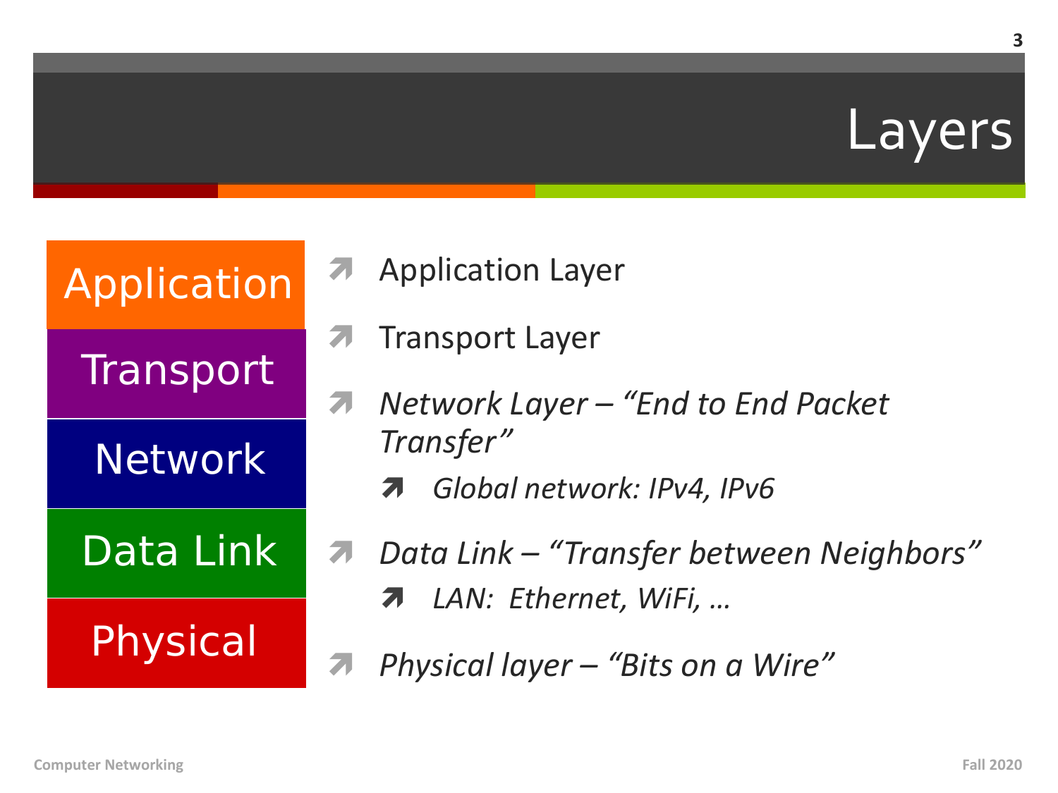# Layers

Application

Transport

Network

Data Link

Physical

- Application Layer
- Transport Layer
- *Network Layer – "End to End Packet Transfer"*
  - *Global network: IPv4, IPv6*
- *Data Link – "Transfer between Neighbors"*
  - *LAN:  Ethernet, WiFi, …*
- *Physical layer – "Bits on a Wire"*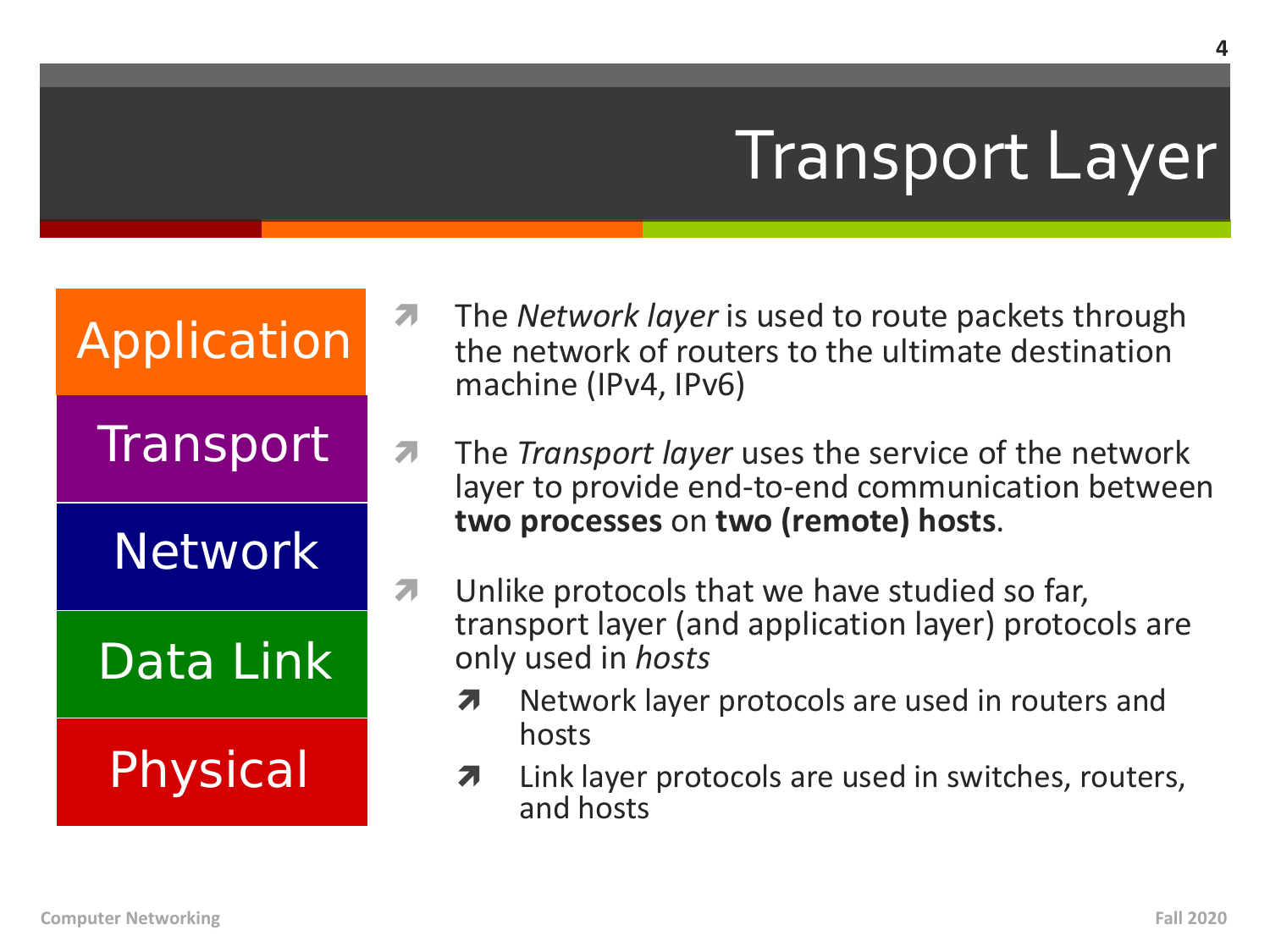# Transport Layer

- Application
- Transport
- Network
- Data Link
- Physical

- The *Network layer* is used to route packets through the network of routers to the ultimate destination machine (IPv4, IPv6)
- The *Transport layer* uses the service of the network layer to provide end-to-end communication between **two processes** on **two (remote) hosts**.
- Unlike protocols that we have studied so far, transport layer (and application layer) protocols are only used in *hosts*
  - Network layer protocols are used in routers and hosts
  - Link layer protocols are used in switches, routers, and hosts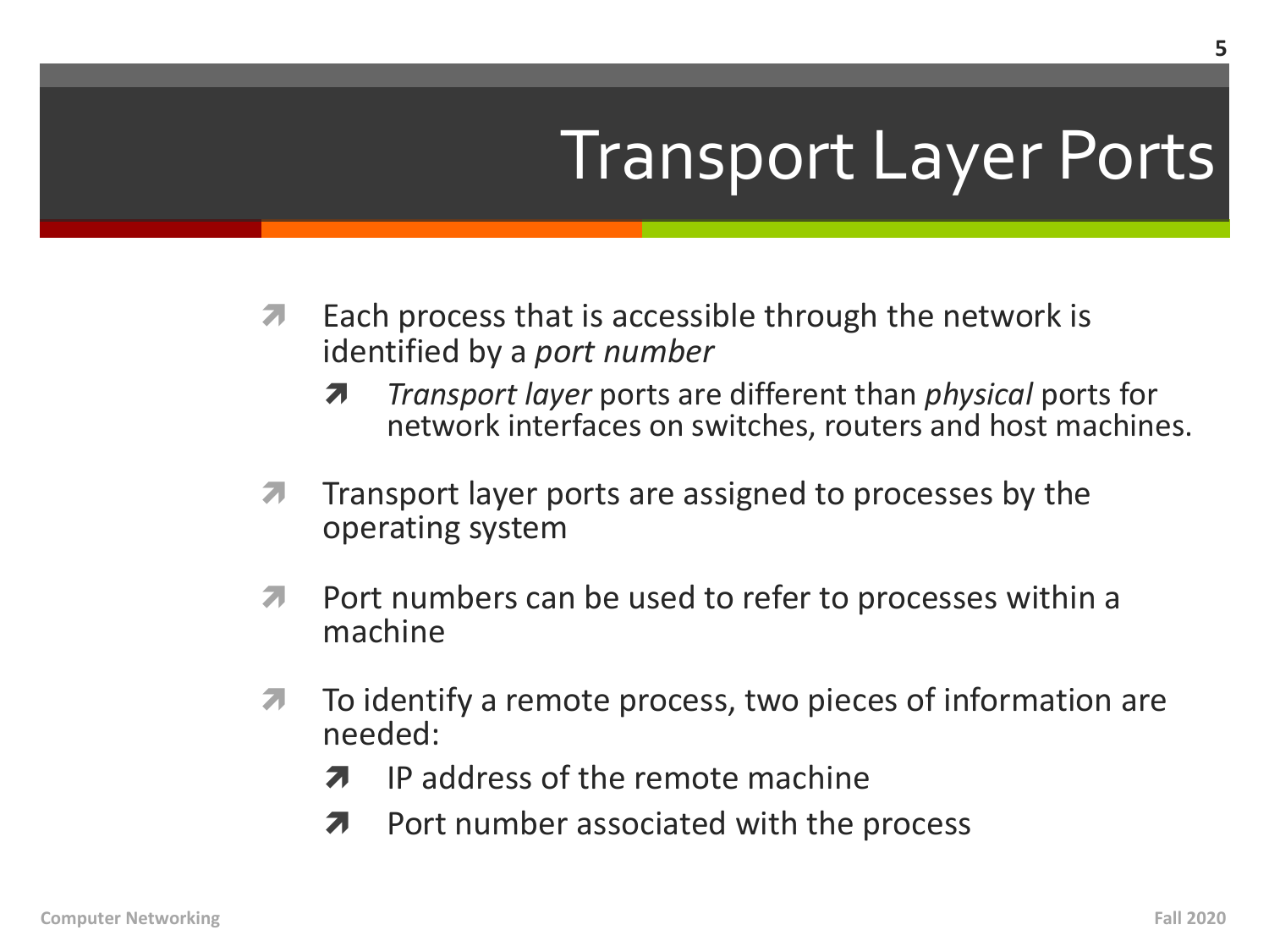# Transport Layer Ports

- Each process that is accessible through the network is identified by a *port number*
  - *Transport layer* ports are different than *physical* ports for network interfaces on switches, routers and host machines.
- Transport layer ports are assigned to processes by the operating system
- Port numbers can be used to refer to processes within a machine
- To identify a remote process, two pieces of information are needed:
  - IP address of the remote machine
  - Port number associated with the process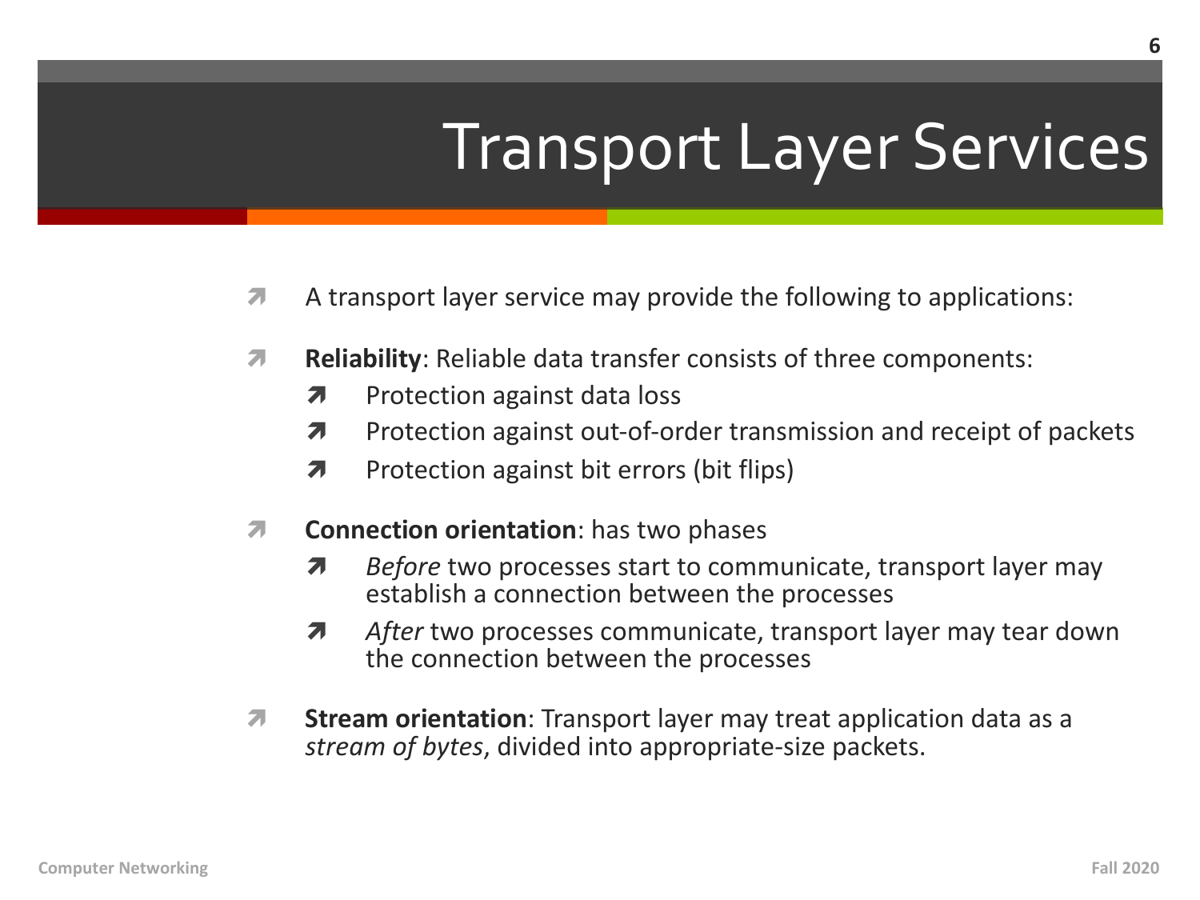# Transport Layer Services

- A transport layer service may provide the following to applications:
- **Reliability**: Reliable data transfer consists of three components:
  - Protection against data loss
  - Protection against out-of-order transmission and receipt of packets
  - Protection against bit errors (bit flips)
- **Connection orientation**: has two phases
  - *Before* two processes start to communicate, transport layer may establish a connection between the processes
  - *After* two processes communicate, transport layer may tear down the connection between the processes
- **Stream orientation**: Transport layer may treat application data as a *stream of bytes*, divided into appropriate-size packets.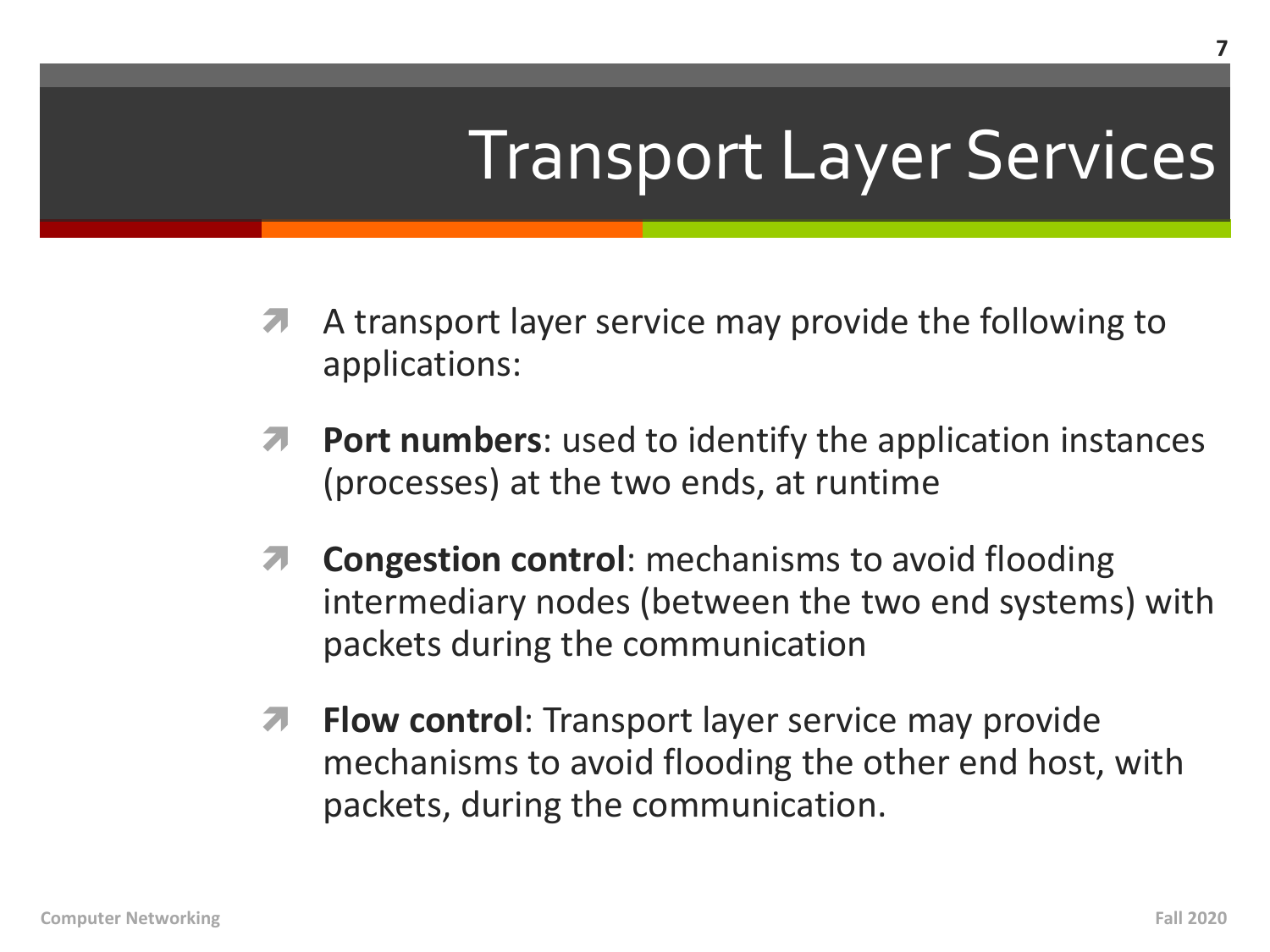# Transport Layer Services

- A transport layer service may provide the following to applications:
- **Port numbers**: used to identify the application instances (processes) at the two ends, at runtime
- **Congestion control**: mechanisms to avoid flooding intermediary nodes (between the two end systems) with packets during the communication
- **Flow control**: Transport layer service may provide mechanisms to avoid flooding the other end host, with packets, during the communication.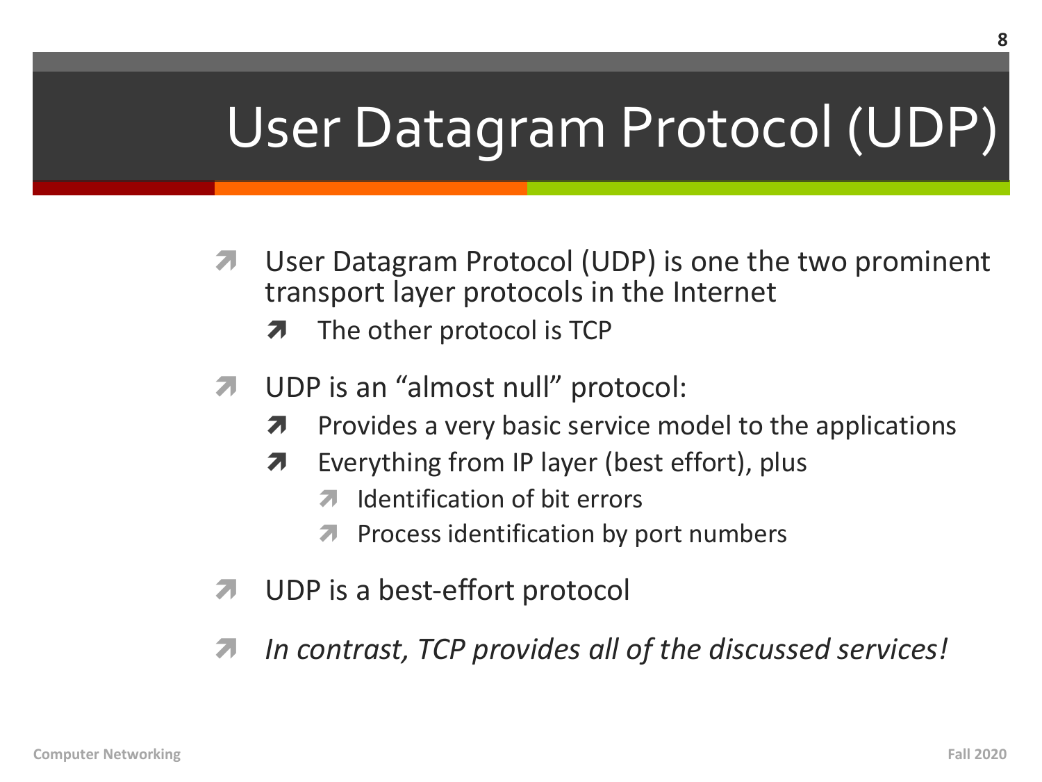# User Datagram Protocol (UDP)

- User Datagram Protocol (UDP) is one the two prominent transport layer protocols in the Internet
  - The other protocol is TCP
- UDP is an "almost null" protocol:
  - Provides a very basic service model to the applications
  - Everything from IP layer (best effort), plus
    - Identification of bit errors
    - Process identification by port numbers
- UDP is a best-effort protocol
- *In contrast, TCP provides all of the discussed services!*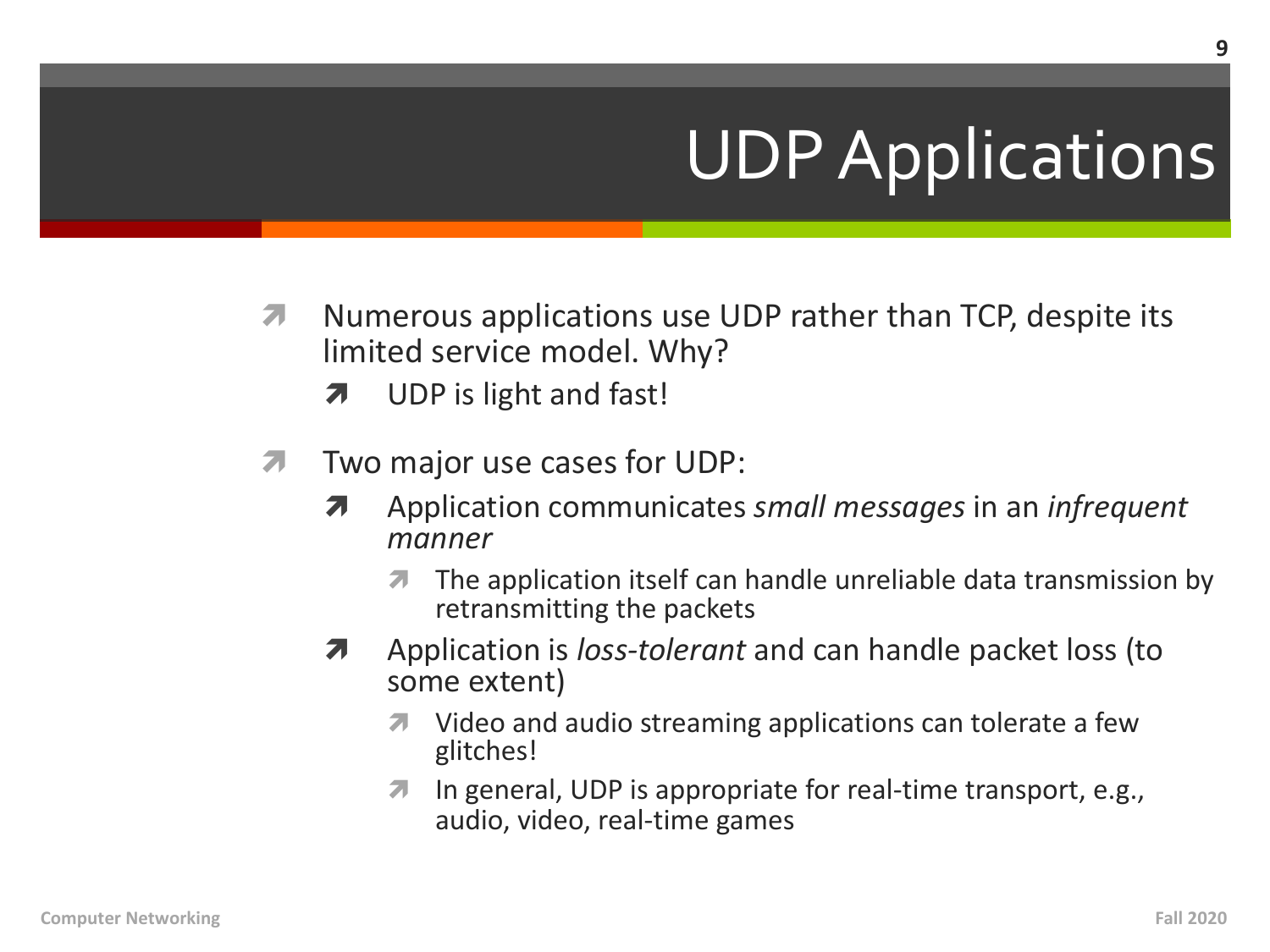# UDP Applications

- Numerous applications use UDP rather than TCP, despite its limited service model. Why?
  - UDP is light and fast!
- Two major use cases for UDP:
  - Application communicates *small messages* in an *infrequent manner*
    - The application itself can handle unreliable data transmission by retransmitting the packets
  - Application is *loss-tolerant* and can handle packet loss (to some extent)
    - Video and audio streaming applications can tolerate a few glitches!
    - In general, UDP is appropriate for real-time transport, e.g., audio, video, real-time games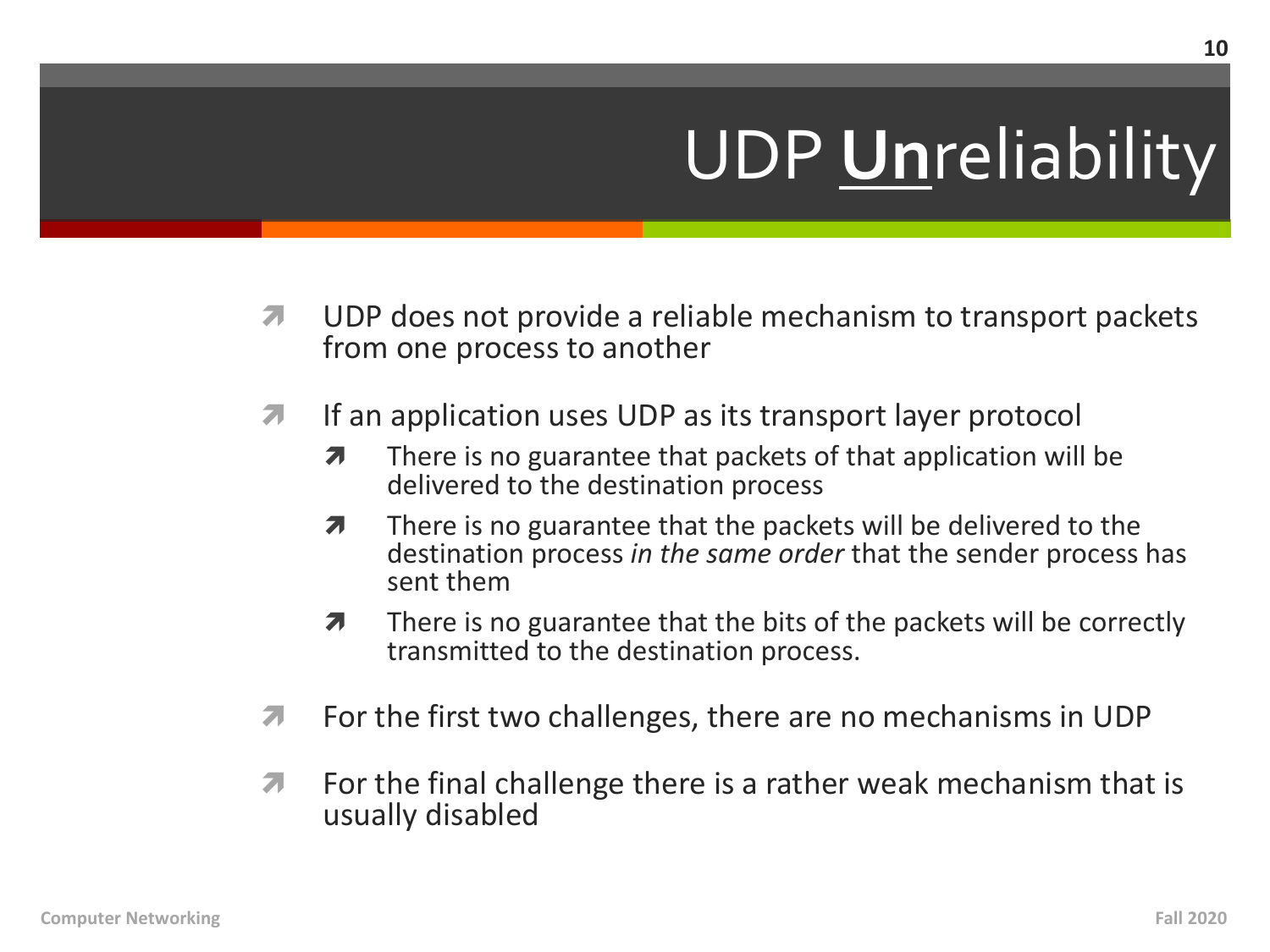# UDP **<u>Un</u>**reliability

- UDP does not provide a reliable mechanism to transport packets from one process to another
- If an application uses UDP as its transport layer protocol
  - There is no guarantee that packets of that application will be delivered to the destination process
  - There is no guarantee that the packets will be delivered to the destination process *in the same order* that the sender process has sent them
  - There is no guarantee that the bits of the packets will be correctly transmitted to the destination process.
- For the first two challenges, there are no mechanisms in UDP
- For the final challenge there is a rather weak mechanism that is usually disabled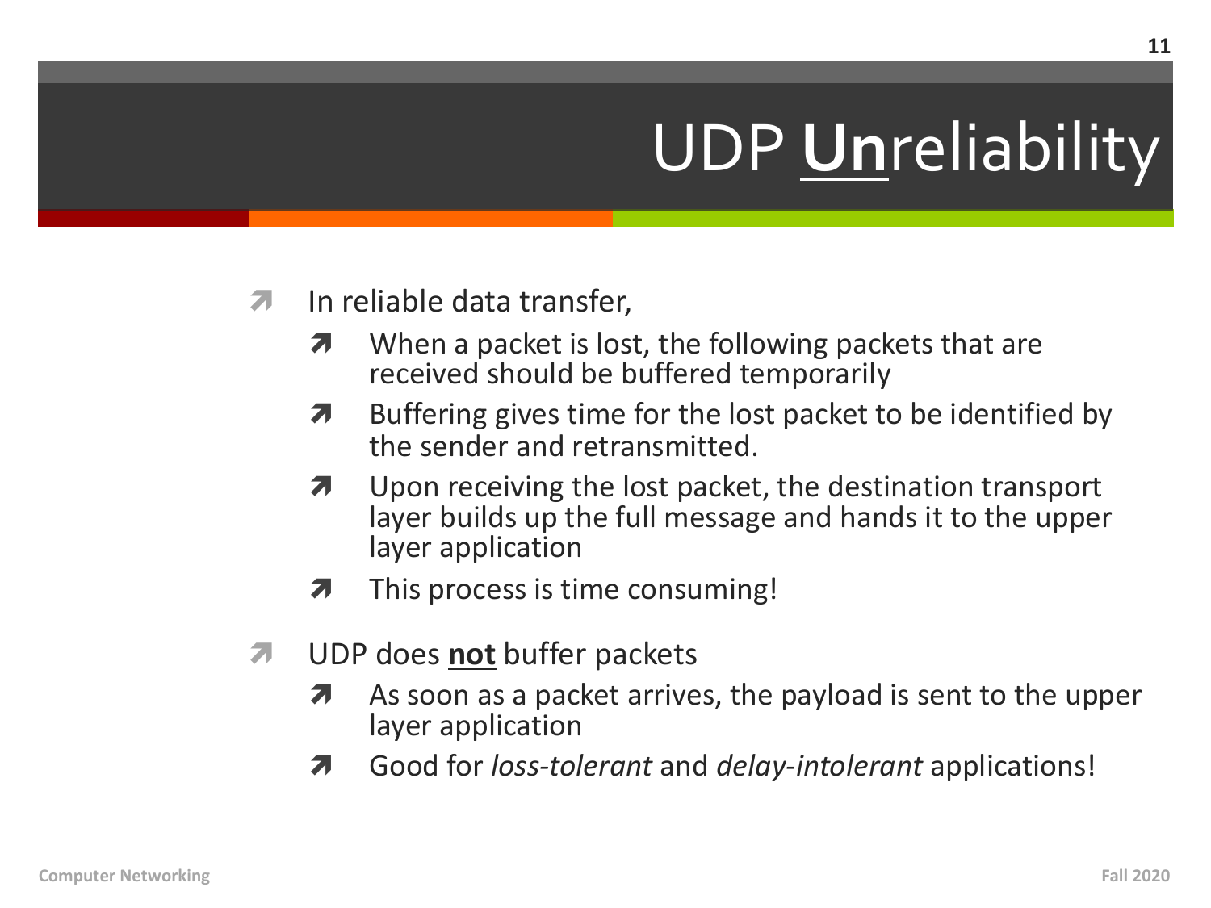# UDP **<u>Un</u>**reliability

- In reliable data transfer,
  - When a packet is lost, the following packets that are received should be buffered temporarily
  - Buffering gives time for the lost packet to be identified by the sender and retransmitted.
  - Upon receiving the lost packet, the destination transport layer builds up the full message and hands it to the upper layer application
  - This process is time consuming!
- UDP does **<u>not</u>** buffer packets
  - As soon as a packet arrives, the payload is sent to the upper layer application
  - Good for *loss-tolerant* and *delay-intolerant* applications!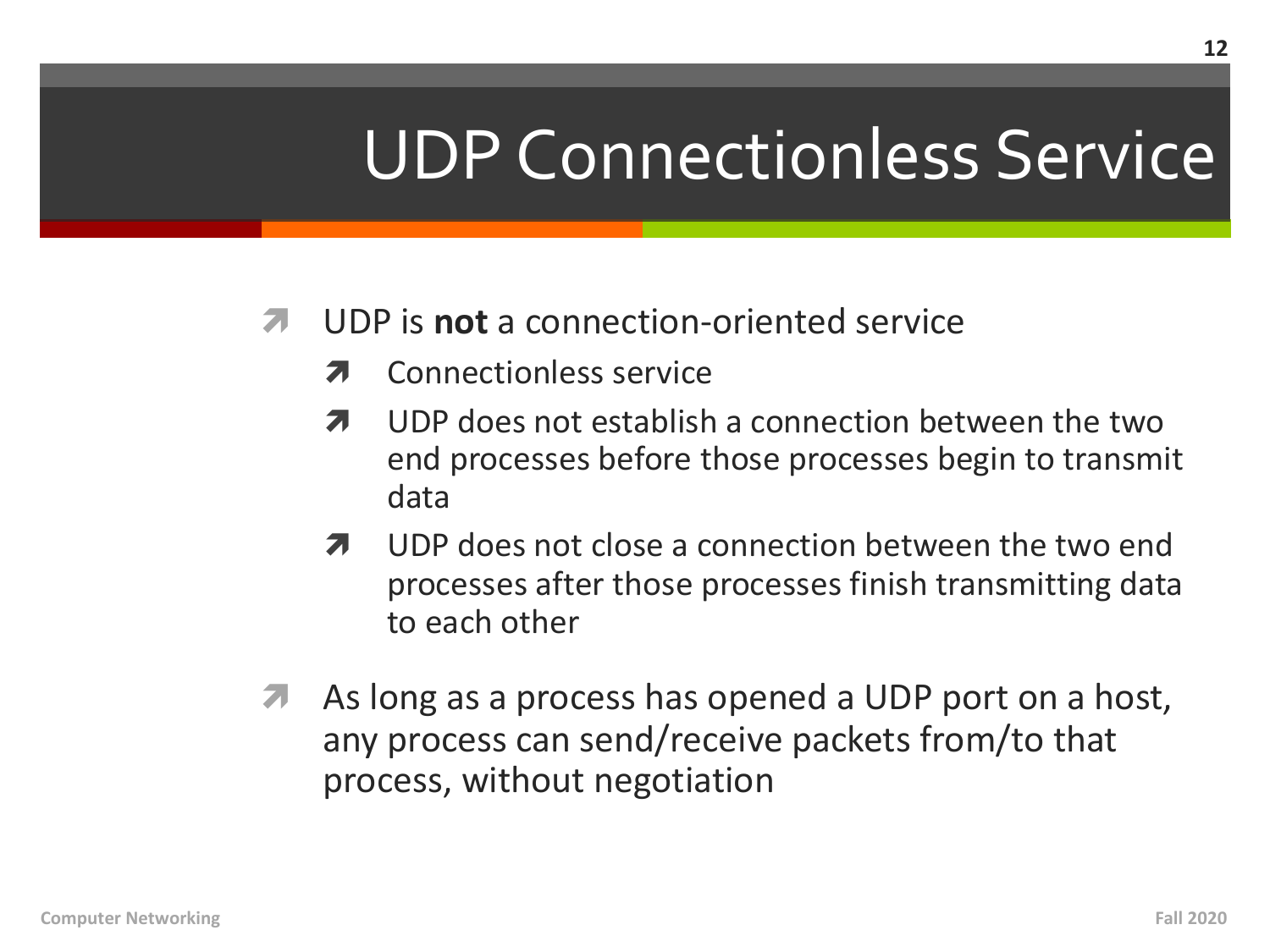# UDP Connectionless Service

- UDP is **not** a connection-oriented service
  - Connectionless service
  - UDP does not establish a connection between the two end processes before those processes begin to transmit data
  - UDP does not close a connection between the two end processes after those processes finish transmitting data to each other
- As long as a process has opened a UDP port on a host, any process can send/receive packets from/to that process, without negotiation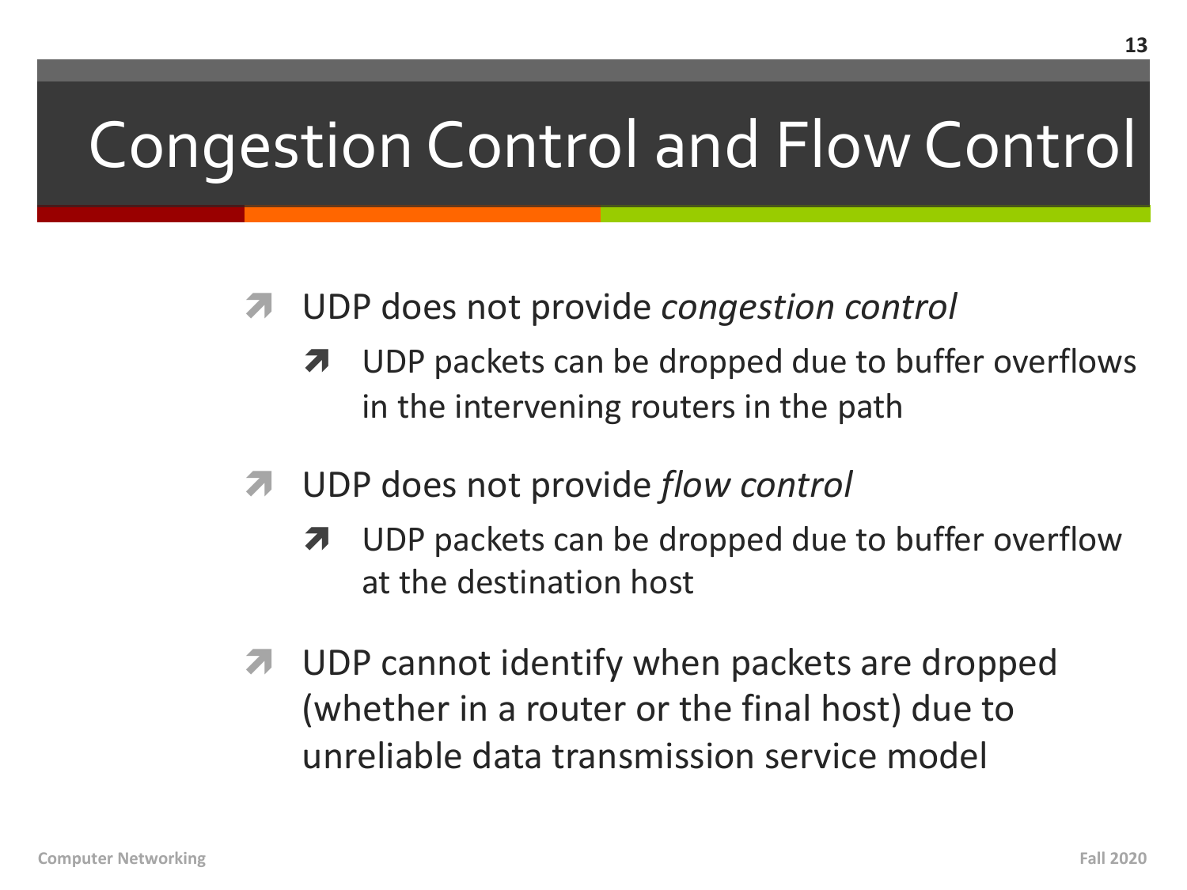# Congestion Control and Flow Control

- UDP does not provide *congestion control*
  - UDP packets can be dropped due to buffer overflows in the intervening routers in the path
- UDP does not provide *flow control*
  - UDP packets can be dropped due to buffer overflow at the destination host
- UDP cannot identify when packets are dropped (whether in a router or the final host) due to unreliable data transmission service model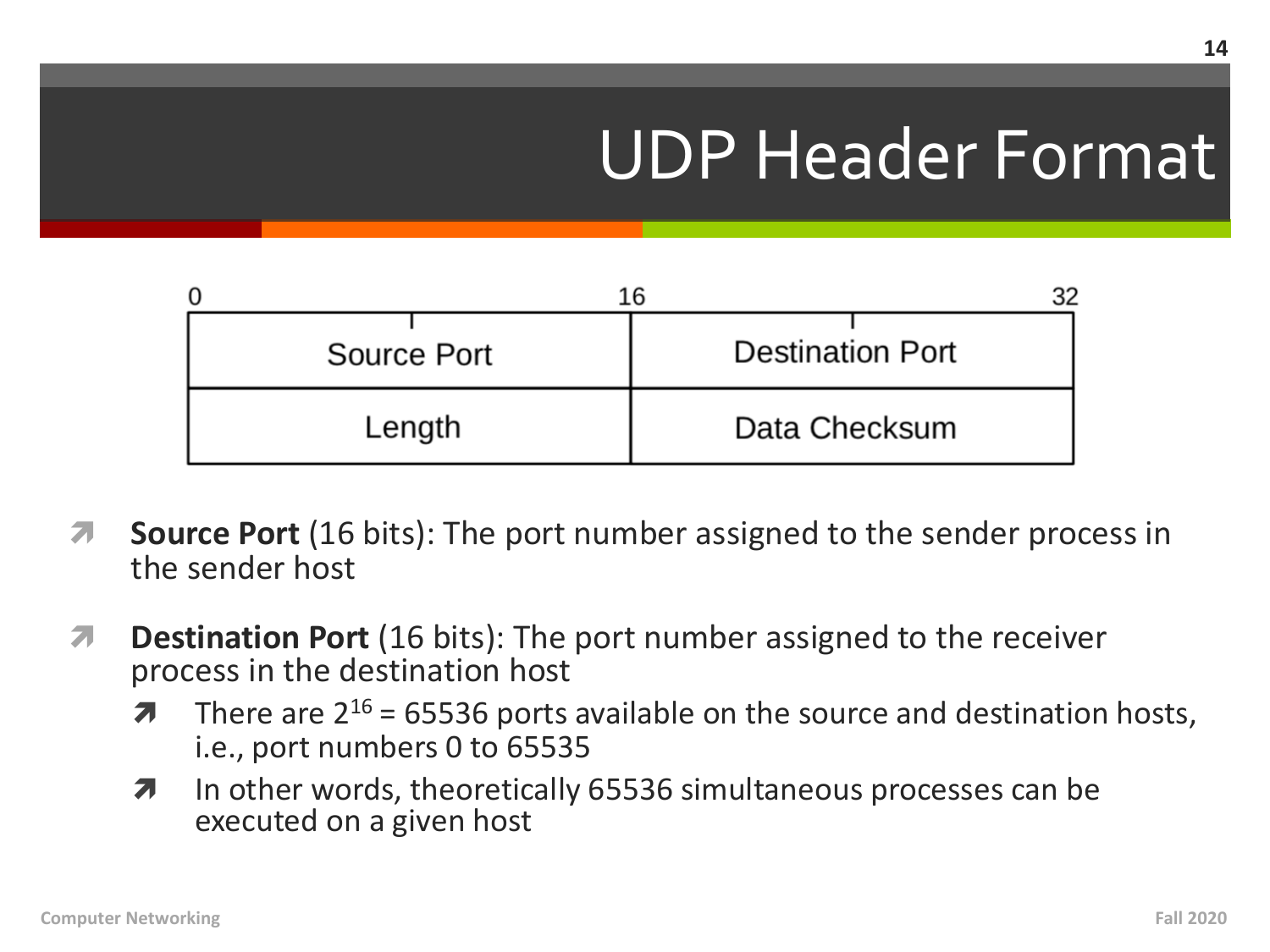# UDP Header Format

| 0 | 16 | 32 |
|---|---|---|
| Source Port | Destination Port | |
| Length | Data Checksum | |

- **Source Port** (16 bits): The port number assigned to the sender process in the sender host
- **Destination Port** (16 bits): The port number assigned to the receiver process in the destination host
  - There are $2^{16}$ = 65536 ports available on the source and destination hosts, i.e., port numbers 0 to 65535
  - In other words, theoretically 65536 simultaneous processes can be executed on a given host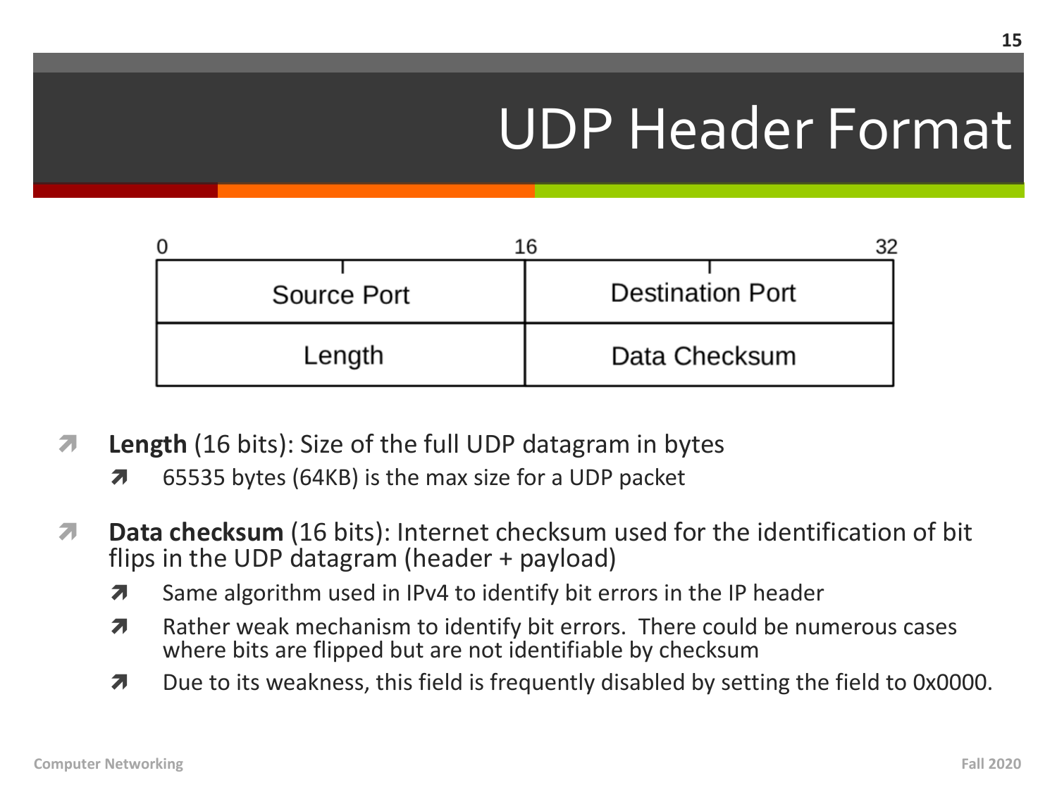# UDP Header Format

| 0 | 16 | 32 |
|---|---|---|
| Source Port | Destination Port | |
| Length | Data Checksum | |

- **Length** (16 bits): Size of the full UDP datagram in bytes
  - 65535 bytes (64KB) is the max size for a UDP packet
- **Data checksum** (16 bits): Internet checksum used for the identification of bit flips in the UDP datagram (header + payload)
  - Same algorithm used in IPv4 to identify bit errors in the IP header
  - Rather weak mechanism to identify bit errors. There could be numerous cases where bits are flipped but are not identifiable by checksum
  - Due to its weakness, this field is frequently disabled by setting the field to 0x0000.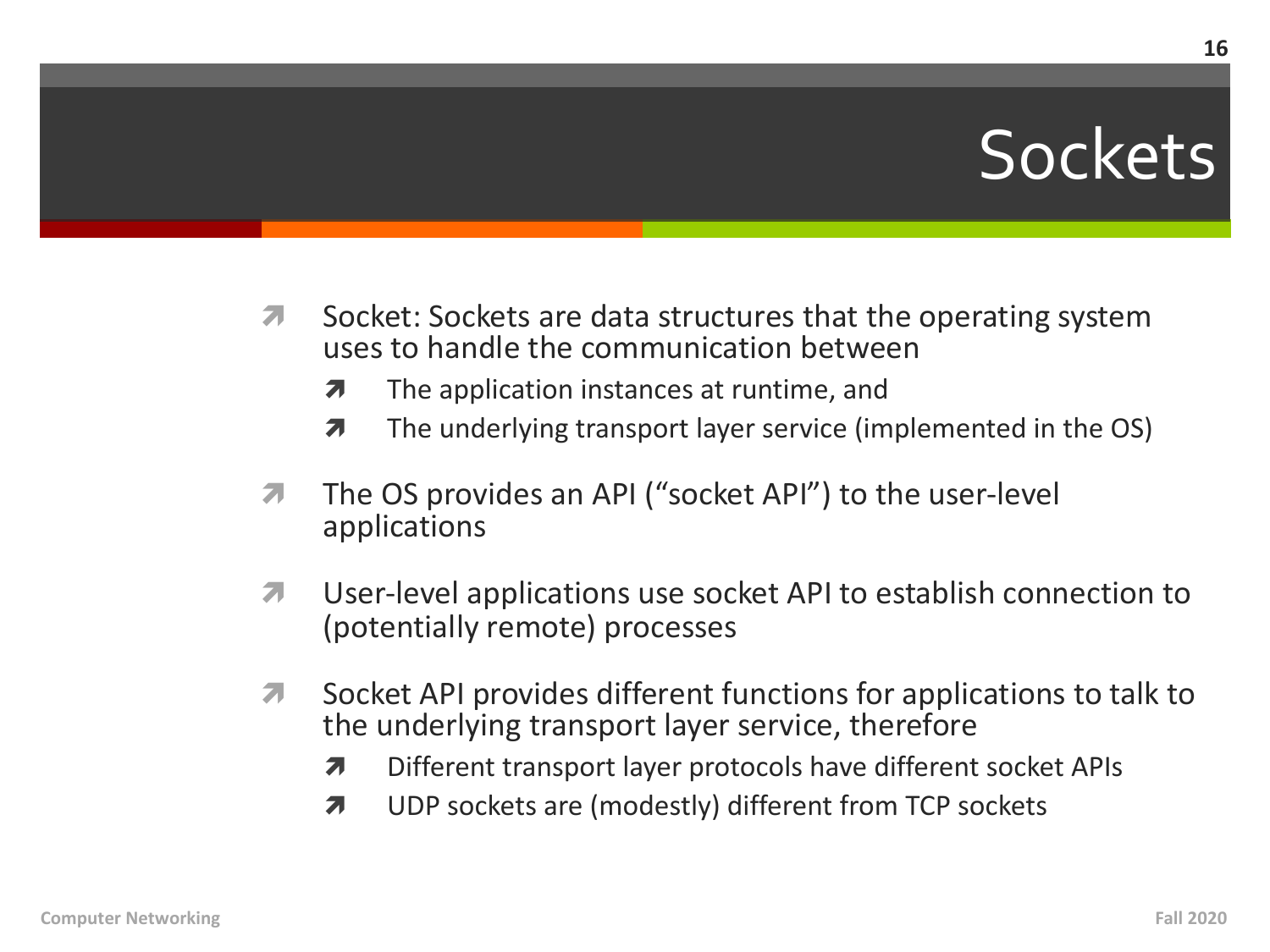# Sockets

- Socket: Sockets are data structures that the operating system uses to handle the communication between
  - The application instances at runtime, and
  - The underlying transport layer service (implemented in the OS)
- The OS provides an API ("socket API") to the user-level applications
- User-level applications use socket API to establish connection to (potentially remote) processes
- Socket API provides different functions for applications to talk to the underlying transport layer service, therefore
  - Different transport layer protocols have different socket APIs
  - UDP sockets are (modestly) different from TCP sockets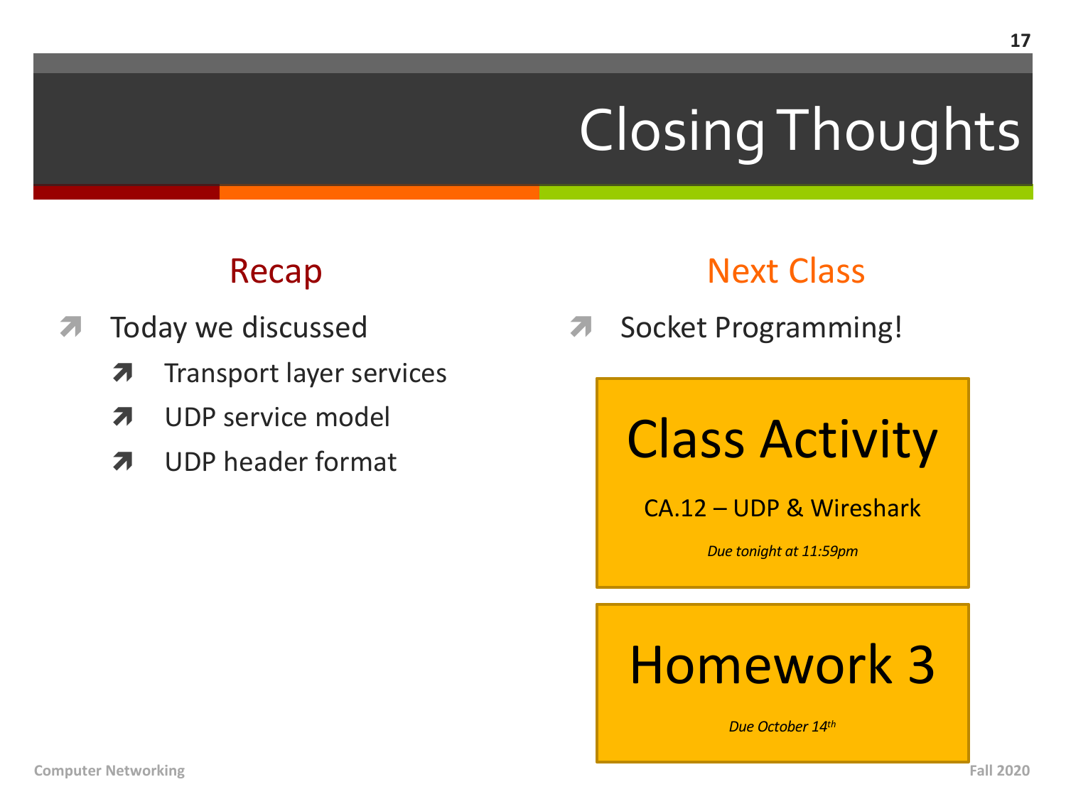# Closing Thoughts

## Recap

- Today we discussed
  - Transport layer services
  - UDP service model
  - UDP header format

## Next Class

- Socket Programming!

**Class Activity**

CA.12 – UDP & Wireshark

*Due tonight at 11:59pm*

**Homework 3**

*Due October 14th*